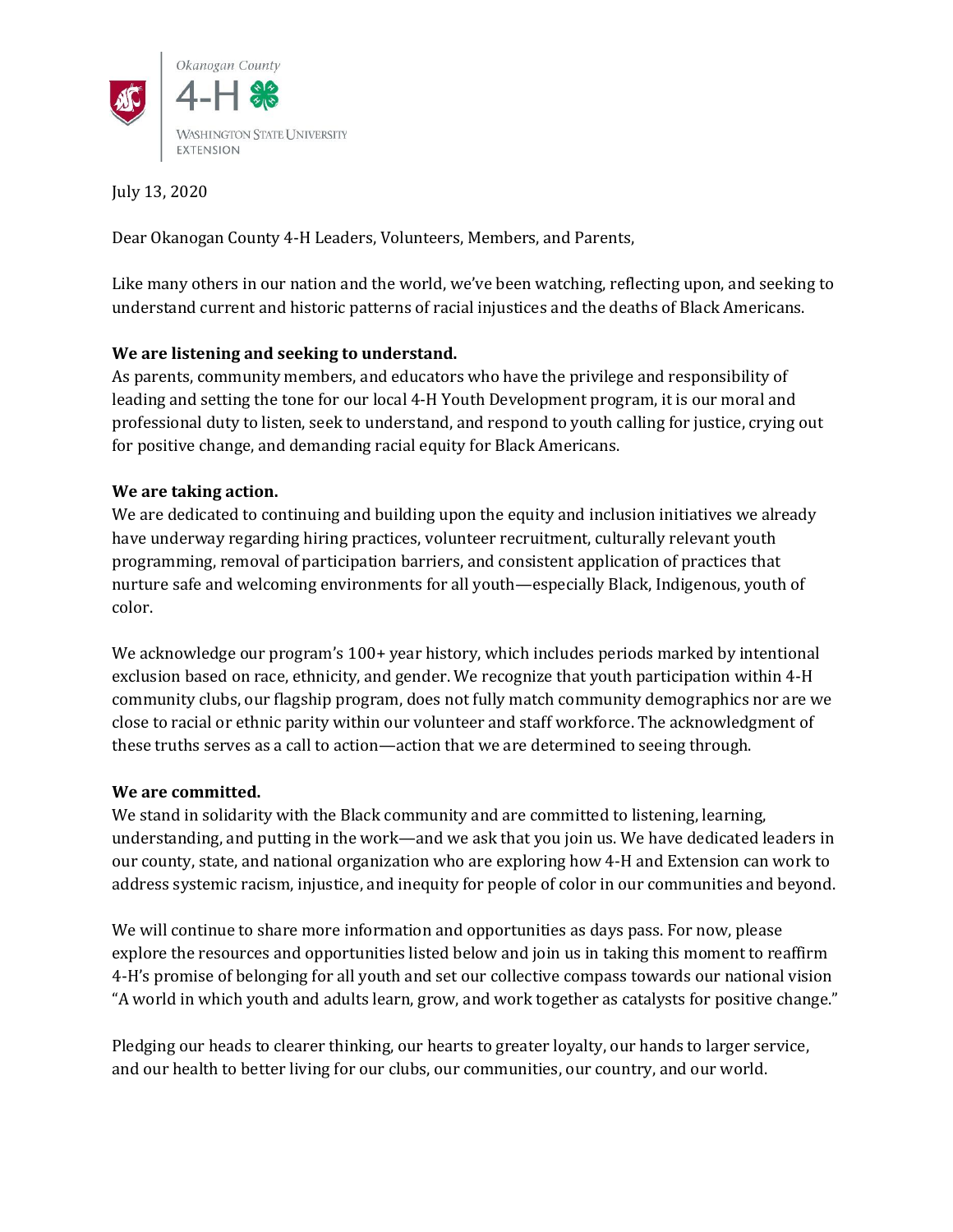Okanogan County
4-H
WASHINGTON STATE UNIVERSITY
EXTENSION

July 13, 2020

Dear Okanogan County 4-H Leaders, Volunteers, Members, and Parents,

Like many others in our nation and the world, we've been watching, reflecting upon, and seeking to understand current and historic patterns of racial injustices and the deaths of Black Americans.

**We are listening and seeking to understand.**
As parents, community members, and educators who have the privilege and responsibility of leading and setting the tone for our local 4-H Youth Development program, it is our moral and professional duty to listen, seek to understand, and respond to youth calling for justice, crying out for positive change, and demanding racial equity for Black Americans.

**We are taking action.**
We are dedicated to continuing and building upon the equity and inclusion initiatives we already have underway regarding hiring practices, volunteer recruitment, culturally relevant youth programming, removal of participation barriers, and consistent application of practices that nurture safe and welcoming environments for all youth—especially Black, Indigenous, youth of color.

We acknowledge our program's 100+ year history, which includes periods marked by intentional exclusion based on race, ethnicity, and gender. We recognize that youth participation within 4-H community clubs, our flagship program, does not fully match community demographics nor are we close to racial or ethnic parity within our volunteer and staff workforce. The acknowledgment of these truths serves as a call to action—action that we are determined to seeing through.

**We are committed.**
We stand in solidarity with the Black community and are committed to listening, learning, understanding, and putting in the work—and we ask that you join us. We have dedicated leaders in our county, state, and national organization who are exploring how 4-H and Extension can work to address systemic racism, injustice, and inequity for people of color in our communities and beyond.

We will continue to share more information and opportunities as days pass. For now, please explore the resources and opportunities listed below and join us in taking this moment to reaffirm 4-H's promise of belonging for all youth and set our collective compass towards our national vision "A world in which youth and adults learn, grow, and work together as catalysts for positive change."

Pledging our heads to clearer thinking, our hearts to greater loyalty, our hands to larger service, and our health to better living for our clubs, our communities, our country, and our world.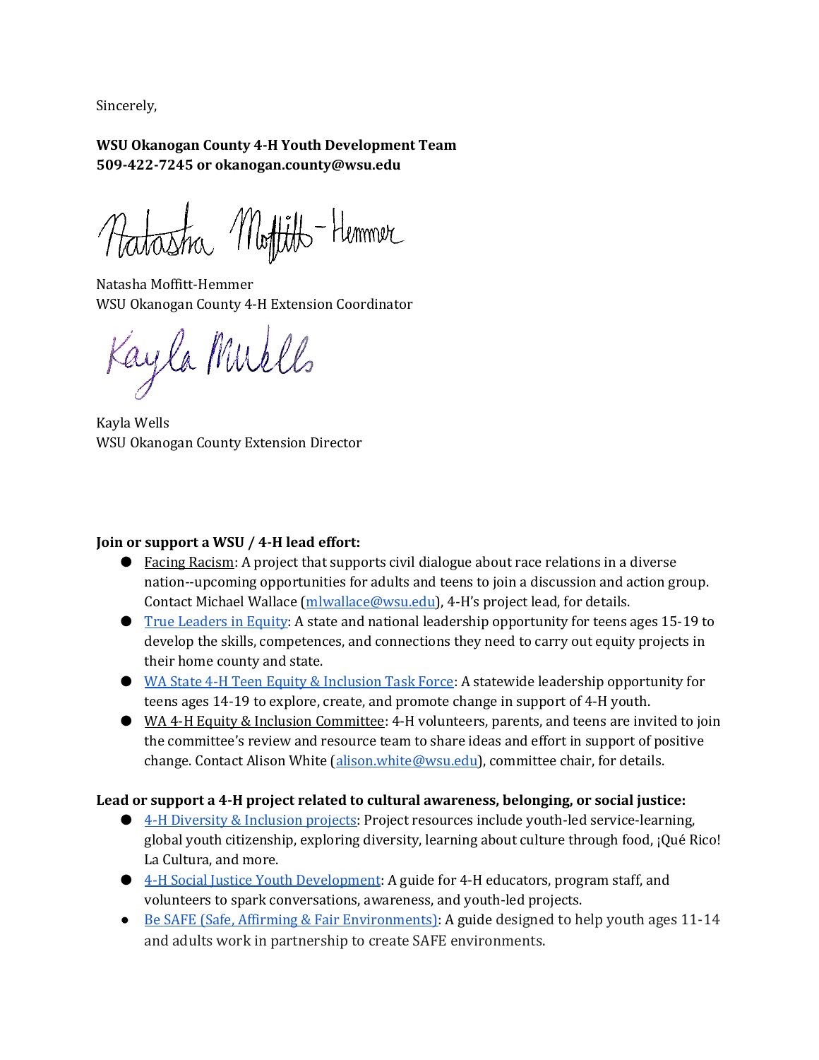Sincerely,

**WSU Okanogan County 4-H Youth Development Team**
**509-422-7245 or okanogan.county@wsu.edu**

Natasha Moffitt-Hemmer
WSU Okanogan County 4-H Extension Coordinator

Kayla Wells
WSU Okanogan County Extension Director

**Join or support a WSU / 4-H lead effort:**

- Facing Racism: A project that supports civil dialogue about race relations in a diverse nation--upcoming opportunities for adults and teens to join a discussion and action group. Contact Michael Wallace (mlwallace@wsu.edu), 4-H's project lead, for details.
- True Leaders in Equity: A state and national leadership opportunity for teens ages 15-19 to develop the skills, competences, and connections they need to carry out equity projects in their home county and state.
- WA State 4-H Teen Equity & Inclusion Task Force: A statewide leadership opportunity for teens ages 14-19 to explore, create, and promote change in support of 4-H youth.
- WA 4-H Equity & Inclusion Committee: 4-H volunteers, parents, and teens are invited to join the committee's review and resource team to share ideas and effort in support of positive change. Contact Alison White (alison.white@wsu.edu), committee chair, for details.

**Lead or support a 4-H project related to cultural awareness, belonging, or social justice:**

- 4-H Diversity & Inclusion projects: Project resources include youth-led service-learning, global youth citizenship, exploring diversity, learning about culture through food, ¡Qué Rico! La Cultura, and more.
- 4-H Social Justice Youth Development: A guide for 4-H educators, program staff, and volunteers to spark conversations, awareness, and youth-led projects.
- Be SAFE (Safe, Affirming & Fair Environments): A guide designed to help youth ages 11-14 and adults work in partnership to create SAFE environments.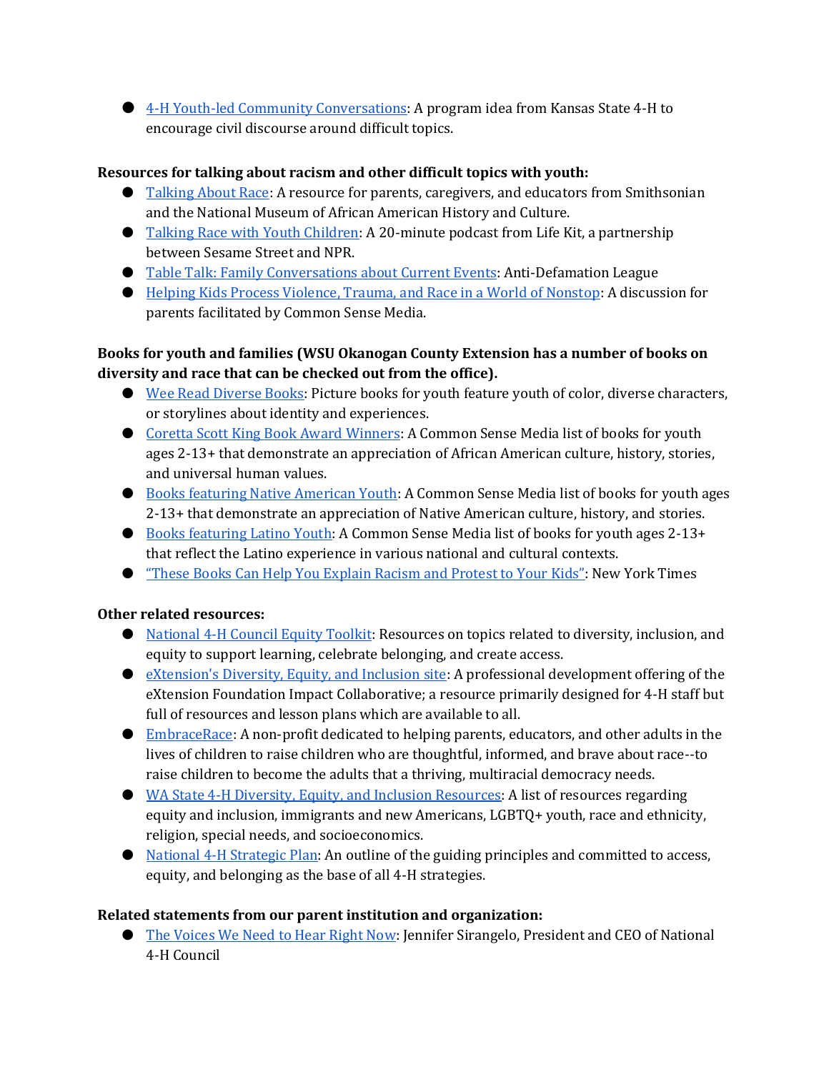- 4-H Youth-led Community Conversations: A program idea from Kansas State 4-H to encourage civil discourse around difficult topics.

**Resources for talking about racism and other difficult topics with youth:**

- Talking About Race: A resource for parents, caregivers, and educators from Smithsonian and the National Museum of African American History and Culture.
- Talking Race with Youth Children: A 20-minute podcast from Life Kit, a partnership between Sesame Street and NPR.
- Table Talk: Family Conversations about Current Events: Anti-Defamation League
- Helping Kids Process Violence, Trauma, and Race in a World of Nonstop: A discussion for parents facilitated by Common Sense Media.

**Books for youth and families (WSU Okanogan County Extension has a number of books on diversity and race that can be checked out from the office).**

- Wee Read Diverse Books: Picture books for youth feature youth of color, diverse characters, or storylines about identity and experiences.
- Coretta Scott King Book Award Winners: A Common Sense Media list of books for youth ages 2-13+ that demonstrate an appreciation of African American culture, history, stories, and universal human values.
- Books featuring Native American Youth: A Common Sense Media list of books for youth ages 2-13+ that demonstrate an appreciation of Native American culture, history, and stories.
- Books featuring Latino Youth: A Common Sense Media list of books for youth ages 2-13+ that reflect the Latino experience in various national and cultural contexts.
- "These Books Can Help You Explain Racism and Protest to Your Kids": New York Times

**Other related resources:**

- National 4-H Council Equity Toolkit: Resources on topics related to diversity, inclusion, and equity to support learning, celebrate belonging, and create access.
- eXtension's Diversity, Equity, and Inclusion site: A professional development offering of the eXtension Foundation Impact Collaborative; a resource primarily designed for 4-H staff but full of resources and lesson plans which are available to all.
- EmbraceRace: A non-profit dedicated to helping parents, educators, and other adults in the lives of children to raise children who are thoughtful, informed, and brave about race--to raise children to become the adults that a thriving, multiracial democracy needs.
- WA State 4-H Diversity, Equity, and Inclusion Resources: A list of resources regarding equity and inclusion, immigrants and new Americans, LGBTQ+ youth, race and ethnicity, religion, special needs, and socioeconomics.
- National 4-H Strategic Plan: An outline of the guiding principles and committed to access, equity, and belonging as the base of all 4-H strategies.

**Related statements from our parent institution and organization:**

- The Voices We Need to Hear Right Now: Jennifer Sirangelo, President and CEO of National 4-H Council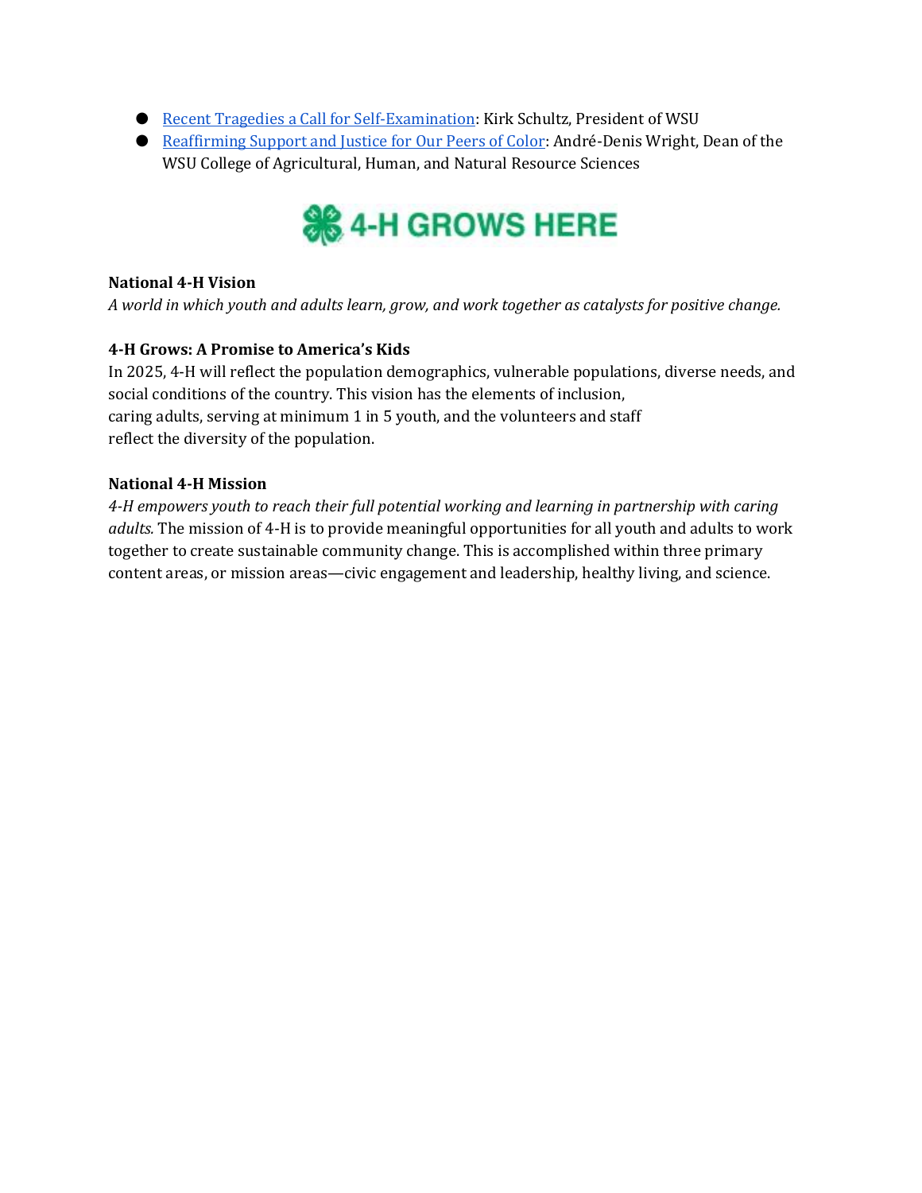- Recent Tragedies a Call for Self-Examination: Kirk Schultz, President of WSU
- Reaffirming Support and Justice for Our Peers of Color: André-Denis Wright, Dean of the WSU College of Agricultural, Human, and Natural Resource Sciences

4-H GROWS HERE

**National 4-H Vision**

*A world in which youth and adults learn, grow, and work together as catalysts for positive change.*

**4-H Grows: A Promise to America's Kids**

In 2025, 4-H will reflect the population demographics, vulnerable populations, diverse needs, and social conditions of the country. This vision has the elements of inclusion, caring adults, serving at minimum 1 in 5 youth, and the volunteers and staff reflect the diversity of the population.

**National 4-H Mission**

*4-H empowers youth to reach their full potential working and learning in partnership with caring adults.* The mission of 4-H is to provide meaningful opportunities for all youth and adults to work together to create sustainable community change. This is accomplished within three primary content areas, or mission areas—civic engagement and leadership, healthy living, and science.